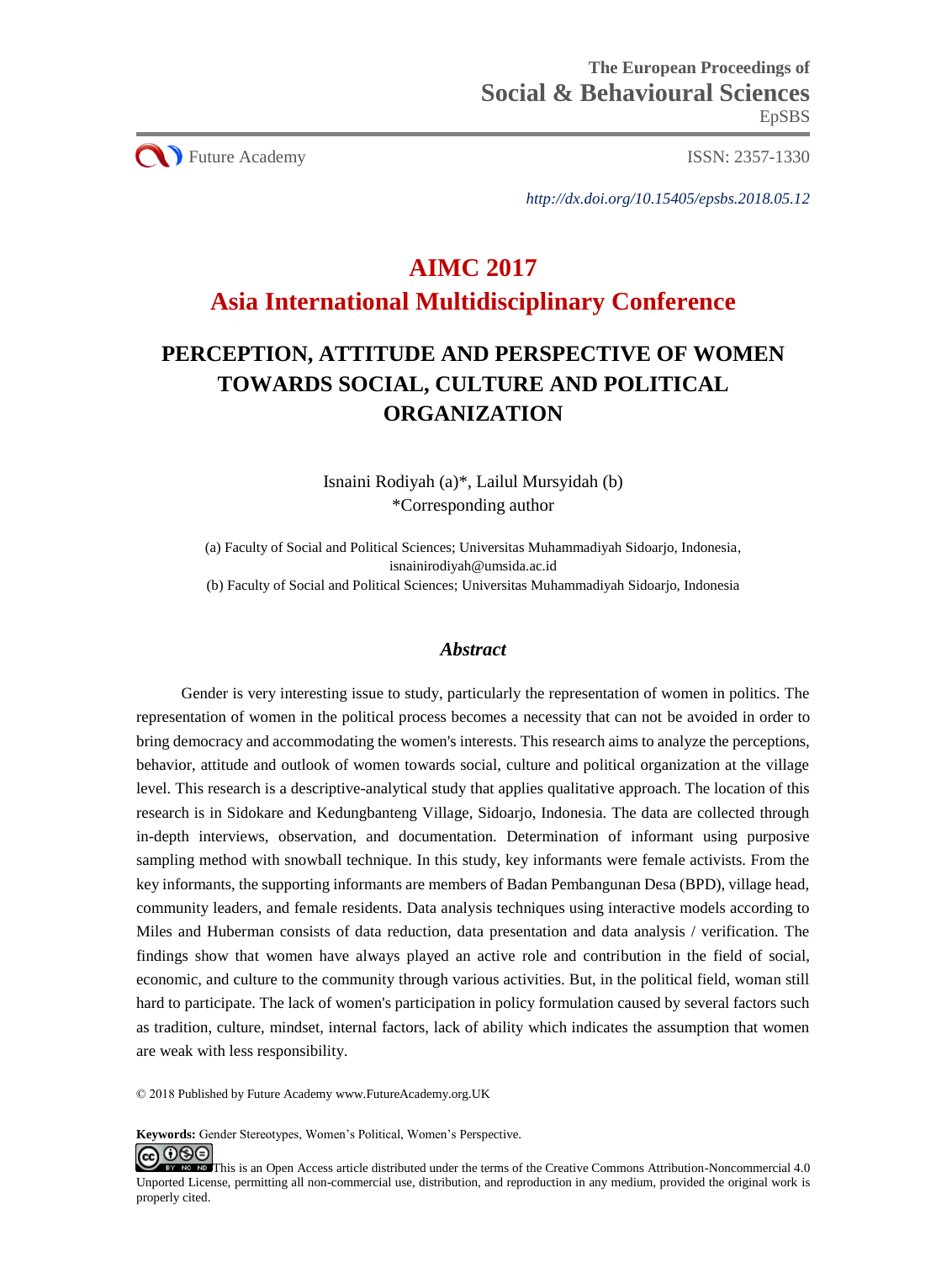The European Proceedings of
**Social & Behavioural Sciences**
EpSBS

Future Academy ISSN: 2357-1330

*http://dx.doi.org/10.15405/epsbs.2018.05.12*

# AIMC 2017
# Asia International Multidisciplinary Conference

## PERCEPTION, ATTITUDE AND PERSPECTIVE OF WOMEN TOWARDS SOCIAL, CULTURE AND POLITICAL ORGANIZATION

Isnaini Rodiyah (a)*, Lailul Mursyidah (b)
*Corresponding author

(a) Faculty of Social and Political Sciences; Universitas Muhammadiyah Sidoarjo, Indonesia, isnainirodiyah@umsida.ac.id
(b) Faculty of Social and Political Sciences; Universitas Muhammadiyah Sidoarjo, Indonesia

### *Abstract*

Gender is very interesting issue to study, particularly the representation of women in politics. The representation of women in the political process becomes a necessity that can not be avoided in order to bring democracy and accommodating the women's interests. This research aims to analyze the perceptions, behavior, attitude and outlook of women towards social, culture and political organization at the village level. This research is a descriptive-analytical study that applies qualitative approach. The location of this research is in Sidokare and Kedungbanteng Village, Sidoarjo, Indonesia. The data are collected through in-depth interviews, observation, and documentation. Determination of informant using purposive sampling method with snowball technique. In this study, key informants were female activists. From the key informants, the supporting informants are members of Badan Pembangunan Desa (BPD), village head, community leaders, and female residents. Data analysis techniques using interactive models according to Miles and Huberman consists of data reduction, data presentation and data analysis / verification. The findings show that women have always played an active role and contribution in the field of social, economic, and culture to the community through various activities. But, in the political field, woman still hard to participate. The lack of women's participation in policy formulation caused by several factors such as tradition, culture, mindset, internal factors, lack of ability which indicates the assumption that women are weak with less responsibility.

© 2018 Published by Future Academy www.FutureAcademy.org.UK

**Keywords:** Gender Stereotypes, Women's Political, Women's Perspective.

This is an Open Access article distributed under the terms of the Creative Commons Attribution-Noncommercial 4.0 Unported License, permitting all non-commercial use, distribution, and reproduction in any medium, provided the original work is properly cited.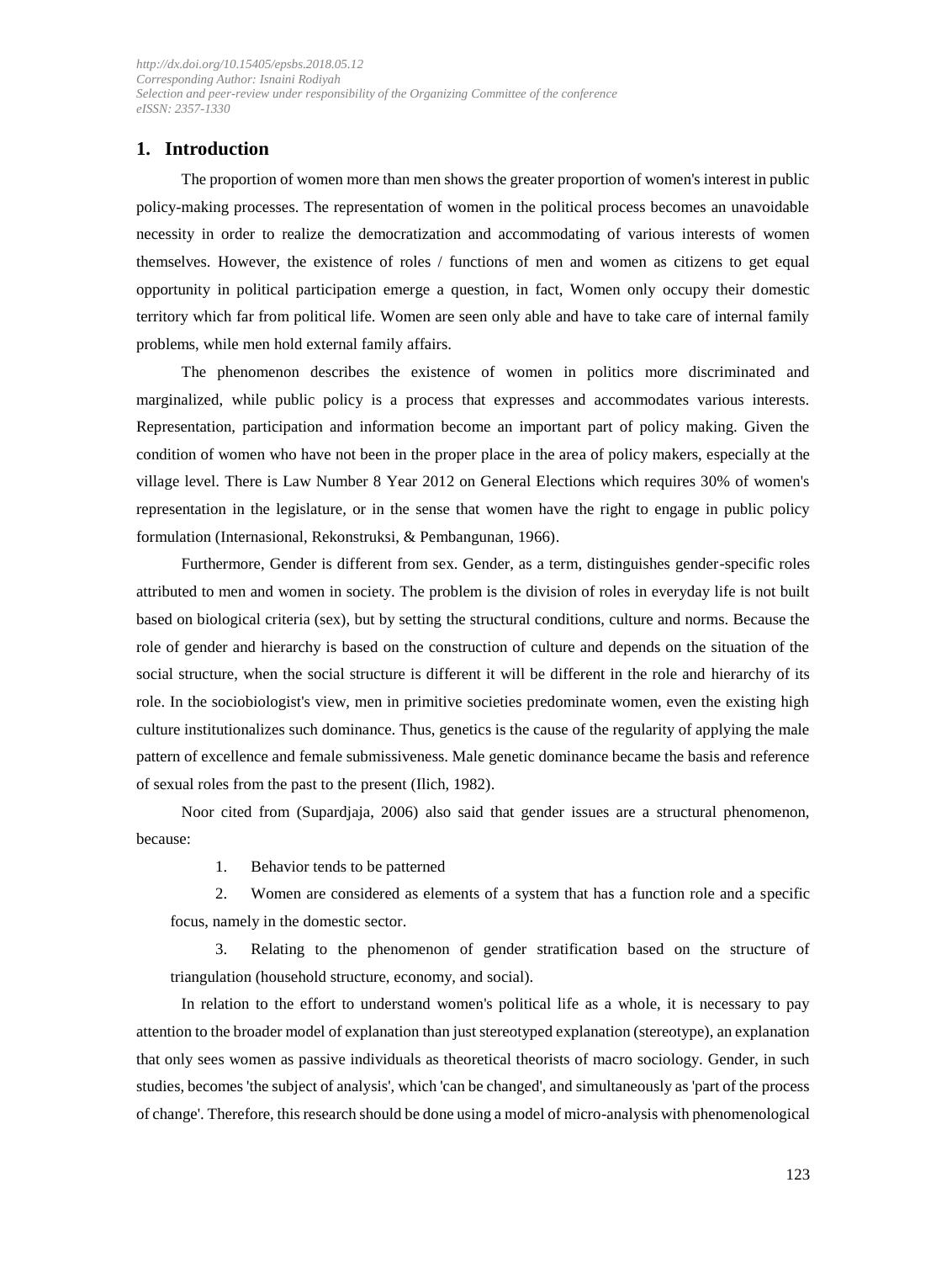## 1. Introduction

The proportion of women more than men shows the greater proportion of women's interest in public policy-making processes. The representation of women in the political process becomes an unavoidable necessity in order to realize the democratization and accommodating of various interests of women themselves. However, the existence of roles / functions of men and women as citizens to get equal opportunity in political participation emerge a question, in fact, Women only occupy their domestic territory which far from political life. Women are seen only able and have to take care of internal family problems, while men hold external family affairs.

The phenomenon describes the existence of women in politics more discriminated and marginalized, while public policy is a process that expresses and accommodates various interests. Representation, participation and information become an important part of policy making. Given the condition of women who have not been in the proper place in the area of policy makers, especially at the village level. There is Law Number 8 Year 2012 on General Elections which requires 30% of women's representation in the legislature, or in the sense that women have the right to engage in public policy formulation (Internasional, Rekonstruksi, & Pembangunan, 1966).

Furthermore, Gender is different from sex. Gender, as a term, distinguishes gender-specific roles attributed to men and women in society. The problem is the division of roles in everyday life is not built based on biological criteria (sex), but by setting the structural conditions, culture and norms. Because the role of gender and hierarchy is based on the construction of culture and depends on the situation of the social structure, when the social structure is different it will be different in the role and hierarchy of its role. In the sociobiologist's view, men in primitive societies predominate women, even the existing high culture institutionalizes such dominance. Thus, genetics is the cause of the regularity of applying the male pattern of excellence and female submissiveness. Male genetic dominance became the basis and reference of sexual roles from the past to the present (Ilich, 1982).

Noor cited from (Supardjaja, 2006) also said that gender issues are a structural phenomenon, because:

1. Behavior tends to be patterned
2. Women are considered as elements of a system that has a function role and a specific focus, namely in the domestic sector.
3. Relating to the phenomenon of gender stratification based on the structure of triangulation (household structure, economy, and social).

In relation to the effort to understand women's political life as a whole, it is necessary to pay attention to the broader model of explanation than just stereotyped explanation (stereotype), an explanation that only sees women as passive individuals as theoretical theorists of macro sociology. Gender, in such studies, becomes 'the subject of analysis', which 'can be changed', and simultaneously as 'part of the process of change'. Therefore, this research should be done using a model of micro-analysis with phenomenological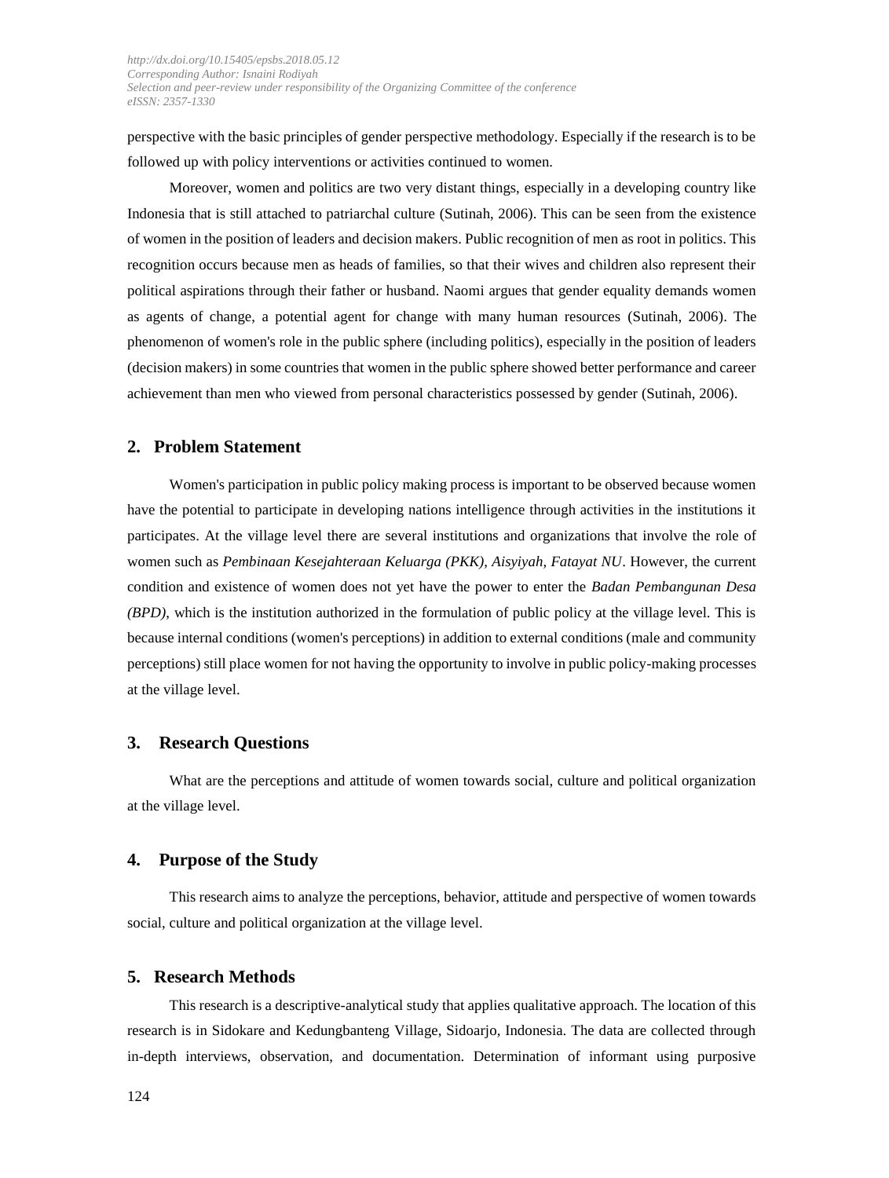perspective with the basic principles of gender perspective methodology. Especially if the research is to be followed up with policy interventions or activities continued to women.

Moreover, women and politics are two very distant things, especially in a developing country like Indonesia that is still attached to patriarchal culture (Sutinah, 2006). This can be seen from the existence of women in the position of leaders and decision makers. Public recognition of men as root in politics. This recognition occurs because men as heads of families, so that their wives and children also represent their political aspirations through their father or husband. Naomi argues that gender equality demands women as agents of change, a potential agent for change with many human resources (Sutinah, 2006). The phenomenon of women's role in the public sphere (including politics), especially in the position of leaders (decision makers) in some countries that women in the public sphere showed better performance and career achievement than men who viewed from personal characteristics possessed by gender (Sutinah, 2006).

## 2. Problem Statement

Women's participation in public policy making process is important to be observed because women have the potential to participate in developing nations intelligence through activities in the institutions it participates. At the village level there are several institutions and organizations that involve the role of women such as *Pembinaan Kesejahteraan Keluarga (PKK), Aisyiyah, Fatayat NU*. However, the current condition and existence of women does not yet have the power to enter the *Badan Pembangunan Desa (BPD)*, which is the institution authorized in the formulation of public policy at the village level. This is because internal conditions (women's perceptions) in addition to external conditions (male and community perceptions) still place women for not having the opportunity to involve in public policy-making processes at the village level.

## 3. Research Questions

What are the perceptions and attitude of women towards social, culture and political organization at the village level.

## 4. Purpose of the Study

This research aims to analyze the perceptions, behavior, attitude and perspective of women towards social, culture and political organization at the village level.

## 5. Research Methods

This research is a descriptive-analytical study that applies qualitative approach. The location of this research is in Sidokare and Kedungbanteng Village, Sidoarjo, Indonesia. The data are collected through in-depth interviews, observation, and documentation. Determination of informant using purposive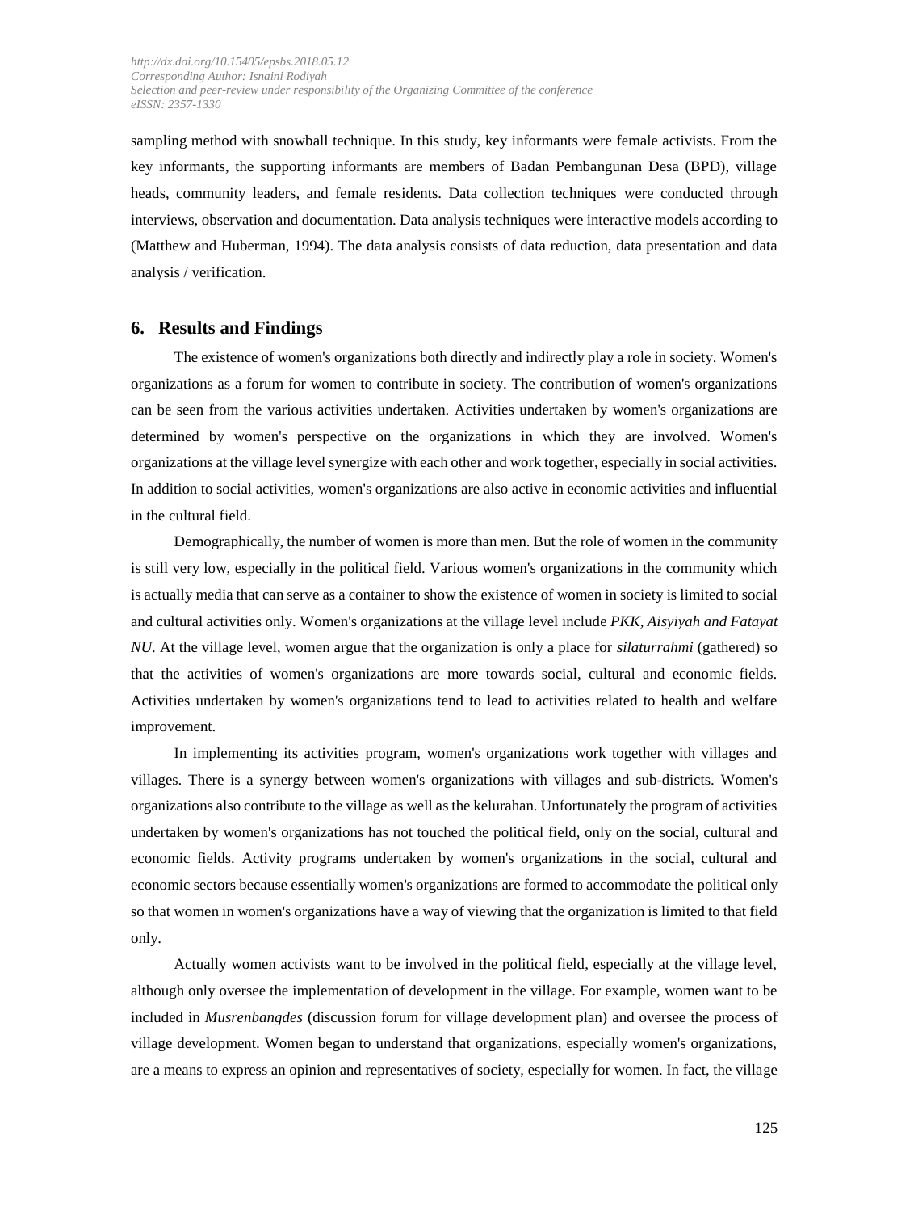sampling method with snowball technique. In this study, key informants were female activists. From the key informants, the supporting informants are members of Badan Pembangunan Desa (BPD), village heads, community leaders, and female residents. Data collection techniques were conducted through interviews, observation and documentation. Data analysis techniques were interactive models according to (Matthew and Huberman, 1994). The data analysis consists of data reduction, data presentation and data analysis / verification.

## 6. Results and Findings

The existence of women's organizations both directly and indirectly play a role in society. Women's organizations as a forum for women to contribute in society. The contribution of women's organizations can be seen from the various activities undertaken. Activities undertaken by women's organizations are determined by women's perspective on the organizations in which they are involved. Women's organizations at the village level synergize with each other and work together, especially in social activities. In addition to social activities, women's organizations are also active in economic activities and influential in the cultural field.

Demographically, the number of women is more than men. But the role of women in the community is still very low, especially in the political field. Various women's organizations in the community which is actually media that can serve as a container to show the existence of women in society is limited to social and cultural activities only. Women's organizations at the village level include *PKK, Aisyiyah and Fatayat NU*. At the village level, women argue that the organization is only a place for *silaturrahmi* (gathered) so that the activities of women's organizations are more towards social, cultural and economic fields. Activities undertaken by women's organizations tend to lead to activities related to health and welfare improvement.

In implementing its activities program, women's organizations work together with villages and villages. There is a synergy between women's organizations with villages and sub-districts. Women's organizations also contribute to the village as well as the kelurahan. Unfortunately the program of activities undertaken by women's organizations has not touched the political field, only on the social, cultural and economic fields. Activity programs undertaken by women's organizations in the social, cultural and economic sectors because essentially women's organizations are formed to accommodate the political only so that women in women's organizations have a way of viewing that the organization is limited to that field only.

Actually women activists want to be involved in the political field, especially at the village level, although only oversee the implementation of development in the village. For example, women want to be included in *Musrenbangdes* (discussion forum for village development plan) and oversee the process of village development. Women began to understand that organizations, especially women's organizations, are a means to express an opinion and representatives of society, especially for women. In fact, the village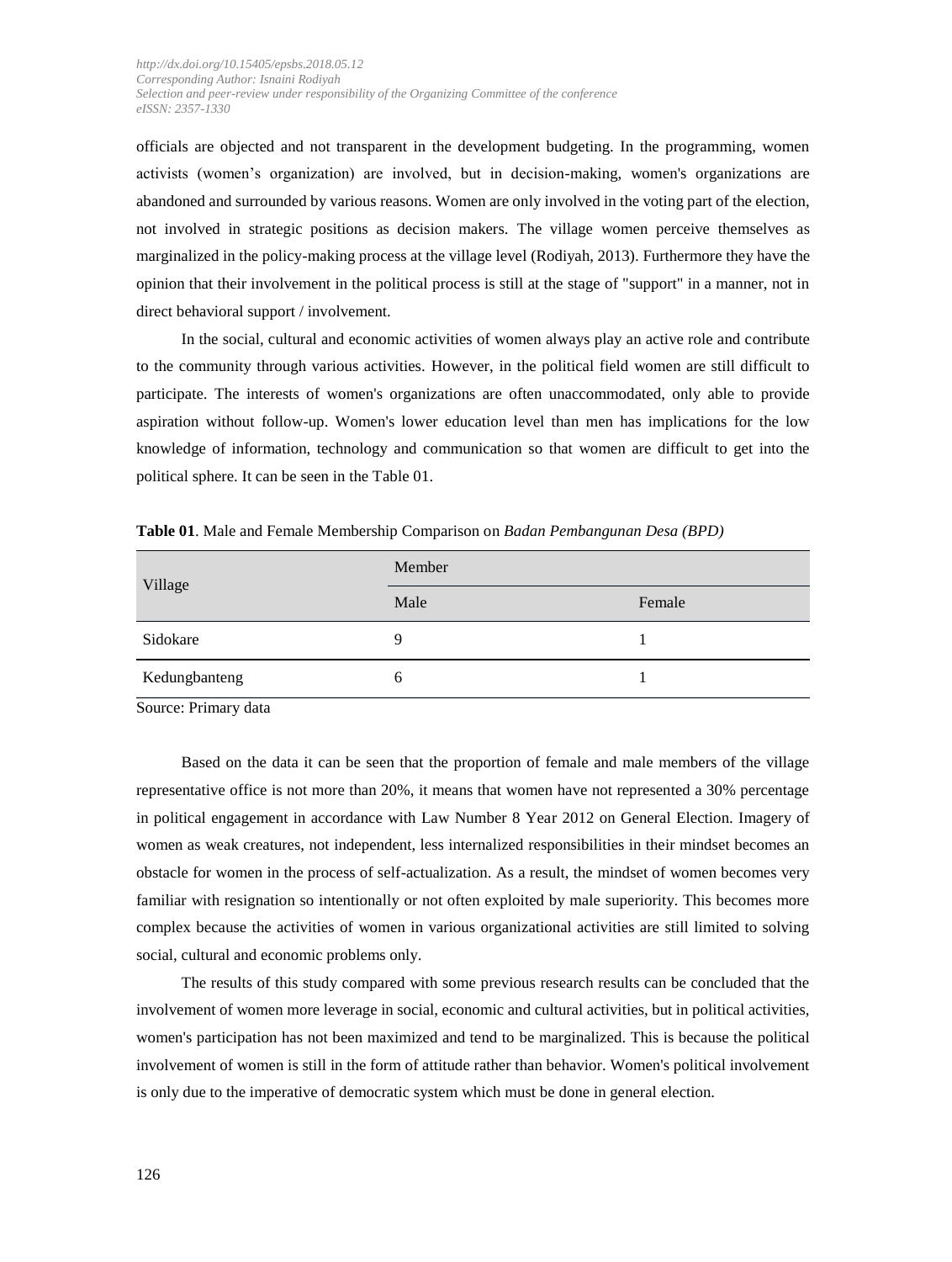officials are objected and not transparent in the development budgeting. In the programming, women activists (women's organization) are involved, but in decision-making, women's organizations are abandoned and surrounded by various reasons. Women are only involved in the voting part of the election, not involved in strategic positions as decision makers. The village women perceive themselves as marginalized in the policy-making process at the village level (Rodiyah, 2013). Furthermore they have the opinion that their involvement in the political process is still at the stage of "support" in a manner, not in direct behavioral support / involvement.

In the social, cultural and economic activities of women always play an active role and contribute to the community through various activities. However, in the political field women are still difficult to participate. The interests of women's organizations are often unaccommodated, only able to provide aspiration without follow-up. Women's lower education level than men has implications for the low knowledge of information, technology and communication so that women are difficult to get into the political sphere. It can be seen in the Table 01.

**Table 01**. Male and Female Membership Comparison on *Badan Pembangunan Desa (BPD)*

| Village | Member | |
|---|---|---|
| | Male | Female |
| Sidokare | 9 | 1 |
| Kedungbanteng | 6 | 1 |

Source: Primary data

Based on the data it can be seen that the proportion of female and male members of the village representative office is not more than 20%, it means that women have not represented a 30% percentage in political engagement in accordance with Law Number 8 Year 2012 on General Election. Imagery of women as weak creatures, not independent, less internalized responsibilities in their mindset becomes an obstacle for women in the process of self-actualization. As a result, the mindset of women becomes very familiar with resignation so intentionally or not often exploited by male superiority. This becomes more complex because the activities of women in various organizational activities are still limited to solving social, cultural and economic problems only.

The results of this study compared with some previous research results can be concluded that the involvement of women more leverage in social, economic and cultural activities, but in political activities, women's participation has not been maximized and tend to be marginalized. This is because the political involvement of women is still in the form of attitude rather than behavior. Women's political involvement is only due to the imperative of democratic system which must be done in general election.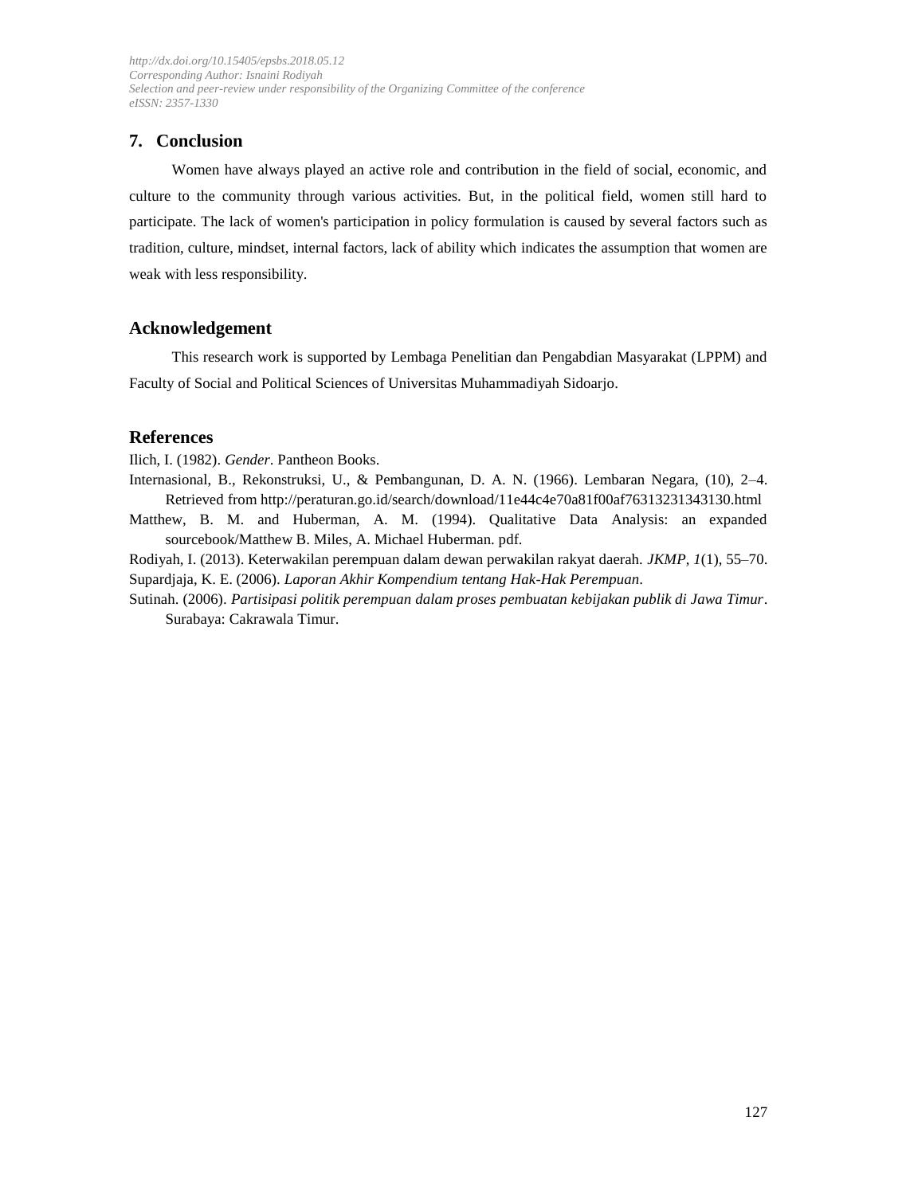## 7. Conclusion

Women have always played an active role and contribution in the field of social, economic, and culture to the community through various activities. But, in the political field, women still hard to participate. The lack of women's participation in policy formulation is caused by several factors such as tradition, culture, mindset, internal factors, lack of ability which indicates the assumption that women are weak with less responsibility.

## Acknowledgement

This research work is supported by Lembaga Penelitian dan Pengabdian Masyarakat (LPPM) and Faculty of Social and Political Sciences of Universitas Muhammadiyah Sidoarjo.

## References

Ilich, I. (1982). *Gender*. Pantheon Books.

Internasional, B., Rekonstruksi, U., & Pembangunan, D. A. N. (1966). Lembaran Negara, (10), 2–4. Retrieved from http://peraturan.go.id/search/download/11e44c4e70a81f00af76313231343130.html

Matthew, B. M. and Huberman, A. M. (1994). Qualitative Data Analysis: an expanded sourcebook/Matthew B. Miles, A. Michael Huberman. pdf.

Rodiyah, I. (2013). Keterwakilan perempuan dalam dewan perwakilan rakyat daerah. *JKMP*, *1*(1), 55–70.

Supardjaja, K. E. (2006). *Laporan Akhir Kompendium tentang Hak-Hak Perempuan*.

Sutinah. (2006). *Partisipasi politik perempuan dalam proses pembuatan kebijakan publik di Jawa Timur*. Surabaya: Cakrawala Timur.